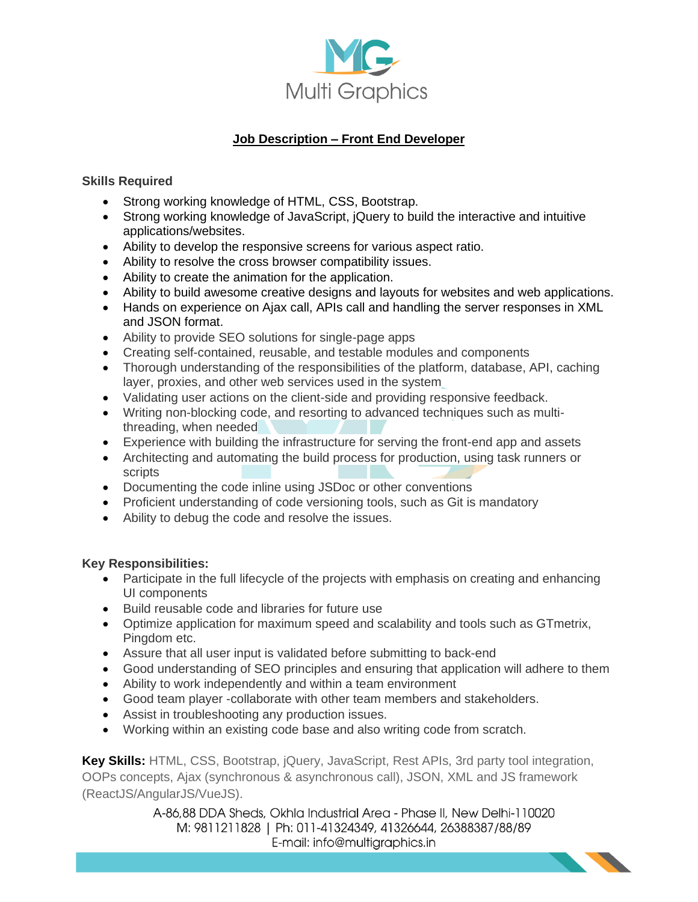Multi Graphics

# Job Description – Front End Developer

**Skills Required**

- Strong working knowledge of HTML, CSS, Bootstrap.
- Strong working knowledge of JavaScript, jQuery to build the interactive and intuitive applications/websites.
- Ability to develop the responsive screens for various aspect ratio.
- Ability to resolve the cross browser compatibility issues.
- Ability to create the animation for the application.
- Ability to build awesome creative designs and layouts for websites and web applications.
- Hands on experience on Ajax call, APIs call and handling the server responses in XML and JSON format.
- Ability to provide SEO solutions for single-page apps
- Creating self-contained, reusable, and testable modules and components
- Thorough understanding of the responsibilities of the platform, database, API, caching layer, proxies, and other web services used in the system
- Validating user actions on the client-side and providing responsive feedback.
- Writing non-blocking code, and resorting to advanced techniques such as multi-threading, when needed
- Experience with building the infrastructure for serving the front-end app and assets
- Architecting and automating the build process for production, using task runners or scripts
- Documenting the code inline using JSDoc or other conventions
- Proficient understanding of code versioning tools, such as Git is mandatory
- Ability to debug the code and resolve the issues.

**Key Responsibilities:**

- Participate in the full lifecycle of the projects with emphasis on creating and enhancing UI components
- Build reusable code and libraries for future use
- Optimize application for maximum speed and scalability and tools such as GTmetrix, Pingdom etc.
- Assure that all user input is validated before submitting to back-end
- Good understanding of SEO principles and ensuring that application will adhere to them
- Ability to work independently and within a team environment
- Good team player -collaborate with other team members and stakeholders.
- Assist in troubleshooting any production issues.
- Working within an existing code base and also writing code from scratch.

**Key Skills:** HTML, CSS, Bootstrap, jQuery, JavaScript, Rest APIs, 3rd party tool integration, OOPs concepts, Ajax (synchronous & asynchronous call), JSON, XML and JS framework (ReactJS/AngularJS/VueJS).

A-86,88 DDA Sheds, Okhla Industrial Area - Phase II, New Delhi-110020
M: 9811211828 | Ph: 011-41324349, 41326644, 26388387/88/89
E-mail: info@multigraphics.in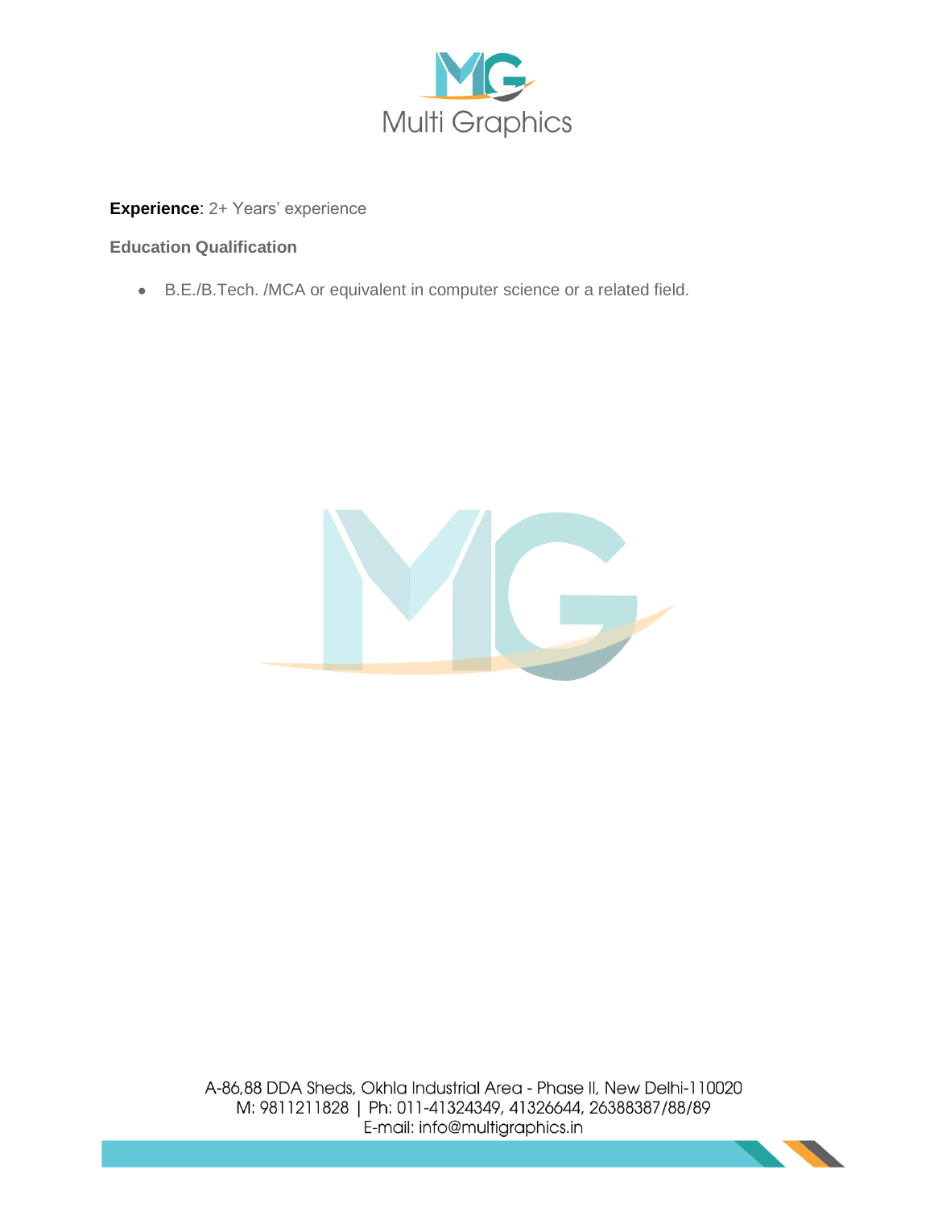**Experience**: 2+ Years' experience

**Education Qualification**

- B.E./B.Tech. /MCA or equivalent in computer science or a related field.